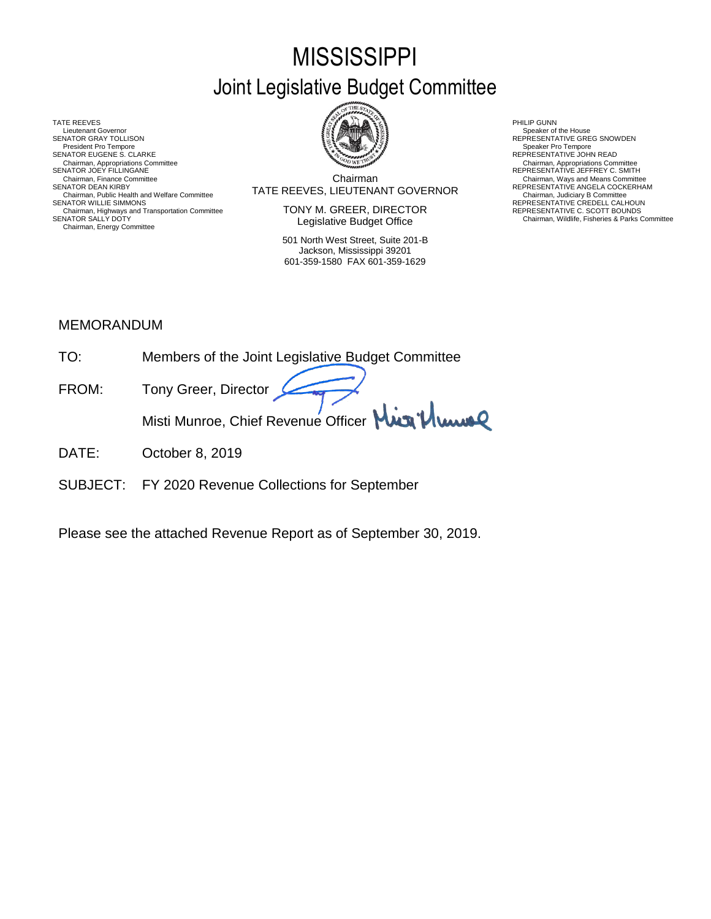# MISSISSIPPI

## Joint Legislative Budget Committee

TATE REEVES
Lieutenant Governor
SENATOR GRAY TOLLISON
President Pro Tempore
SENATOR EUGENE S. CLARKE
Chairman, Appropriations Committee
SENATOR JOEY FILLINGANE
Chairman, Finance Committee
SENATOR DEAN KIRBY
Chairman, Public Health and Welfare Committee
SENATOR WILLIE SIMMONS
Chairman, Highways and Transportation Committee
SENATOR SALLY DOTY
Chairman, Energy Committee

Chairman
TATE REEVES, LIEUTENANT GOVERNOR

TONY M. GREER, DIRECTOR
Legislative Budget Office

501 North West Street, Suite 201-B
Jackson, Mississippi 39201
601-359-1580 FAX 601-359-1629

PHILIP GUNN
Speaker of the House
REPRESENTATIVE GREG SNOWDEN
Speaker Pro Tempore
REPRESENTATIVE JOHN READ
Chairman, Appropriations Committee
REPRESENTATIVE JEFFREY C. SMITH
Chairman, Ways and Means Committee
REPRESENTATIVE ANGELA COCKERHAM
Chairman, Judiciary B Committee
REPRESENTATIVE CREDELL CALHOUN
REPRESENTATIVE C. SCOTT BOUNDS
Chairman, Wildlife, Fisheries & Parks Committee

MEMORANDUM

TO: Members of the Joint Legislative Budget Committee

FROM: Tony Greer, Director

Misti Munroe, Chief Revenue Officer

DATE: October 8, 2019

SUBJECT: FY 2020 Revenue Collections for September

Please see the attached Revenue Report as of September 30, 2019.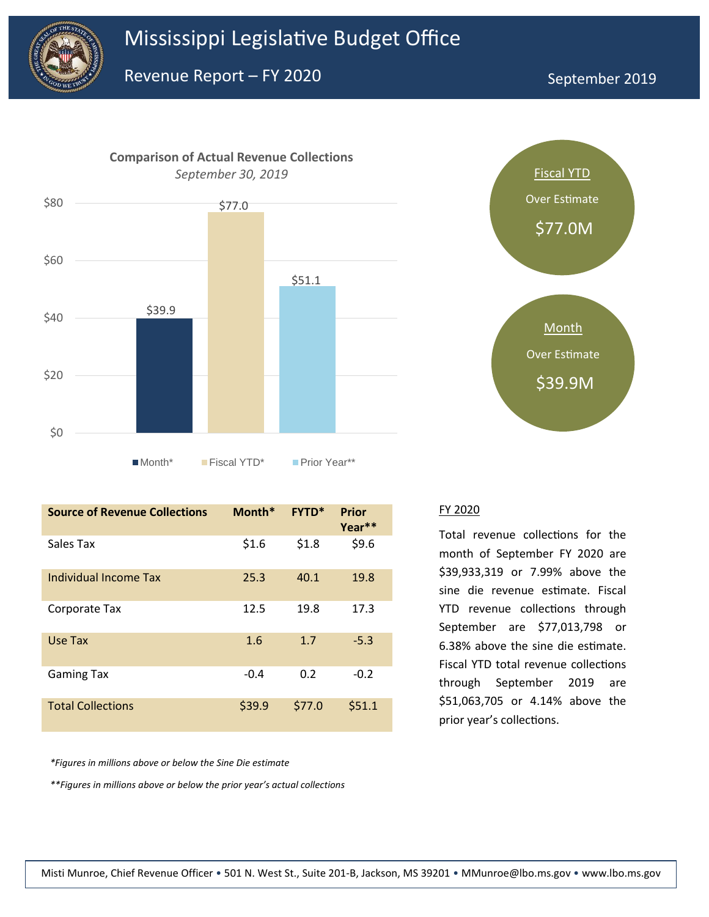# Mississippi Legislative Budget Office

## Revenue Report – FY 2020

September 2019

**Comparison of Actual Revenue Collections**
*September 30, 2019*

| | Month* | Fiscal YTD* | Prior Year** |
|---|---|---|---|
| | $39.9 | $77.0 | $51.1 |

Fiscal YTD
Over Estimate
$77.0M

Month
Over Estimate
$39.9M

| Source of Revenue Collections | Month* | FYTD* | Prior Year** |
|---|---|---|---|
| Sales Tax | $1.6 | $1.8 | $9.6 |
| Individual Income Tax | 25.3 | 40.1 | 19.8 |
| Corporate Tax | 12.5 | 19.8 | 17.3 |
| Use Tax | 1.6 | 1.7 | -5.3 |
| Gaming Tax | -0.4 | 0.2 | -0.2 |
| Total Collections | $39.9 | $77.0 | $51.1 |

*\*Figures in millions above or below the Sine Die estimate*

*\*\*Figures in millions above or below the prior year's actual collections*

FY 2020

Total revenue collections for the month of September FY 2020 are $39,933,319 or 7.99% above the sine die revenue estimate. Fiscal YTD revenue collections through September are $77,013,798 or 6.38% above the sine die estimate. Fiscal YTD total revenue collections through September 2019 are $51,063,705 or 4.14% above the prior year's collections.

Misti Munroe, Chief Revenue Officer • 501 N. West St., Suite 201-B, Jackson, MS 39201 • MMunroe@lbo.ms.gov • www.lbo.ms.gov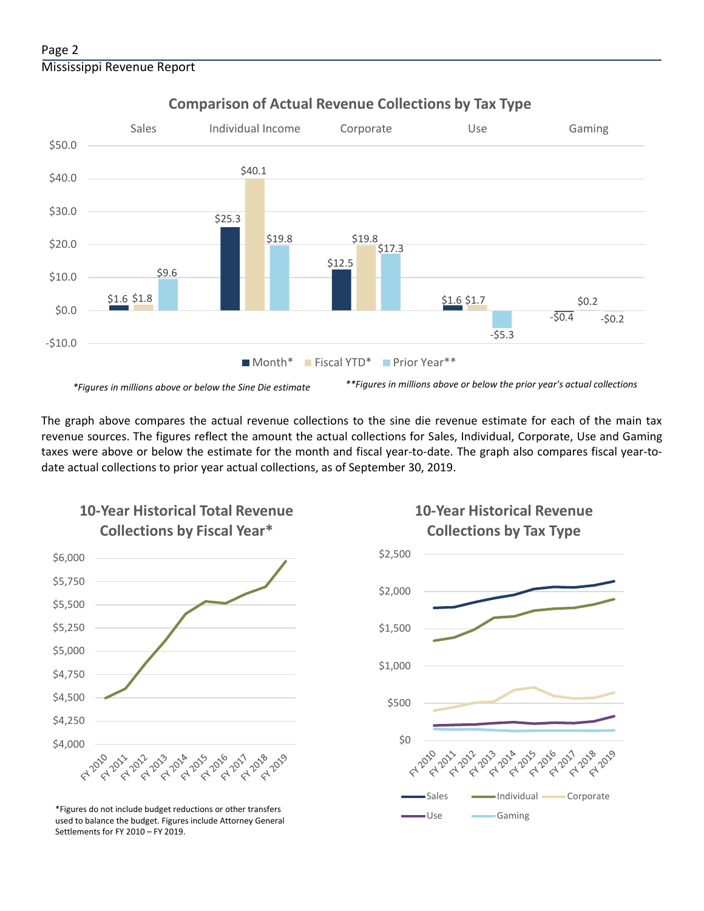## Comparison of Actual Revenue Collections by Tax Type

| | Sales | Individual Income | Corporate | Use | Gaming |
|---|---|---|---|---|---|
| Month* | $1.6 | $25.3 | $12.5 | $1.6 | -$0.4 |
| Fiscal YTD* | $1.8 | $40.1 | $19.8 | $1.7 | $0.2 |
| Prior Year** | $9.6 | $19.8 | $17.3 | -$5.3 | -$0.2 |

*\*Figures in millions above or below the Sine Die estimate*

*\*\*Figures in millions above or below the prior year's actual collections*

The graph above compares the actual revenue collections to the sine die revenue estimate for each of the main tax revenue sources. The figures reflect the amount the actual collections for Sales, Individual, Corporate, Use and Gaming taxes were above or below the estimate for the month and fiscal year-to-date. The graph also compares fiscal year-to-date actual collections to prior year actual collections, as of September 30, 2019.

## 10-Year Historical Total Revenue Collections by Fiscal Year*

*Figures do not include budget reductions or other transfers used to balance the budget. Figures include Attorney General Settlements for FY 2010 – FY 2019.

## 10-Year Historical Revenue Collections by Tax Type

Sales, Individual, Corporate, Use, Gaming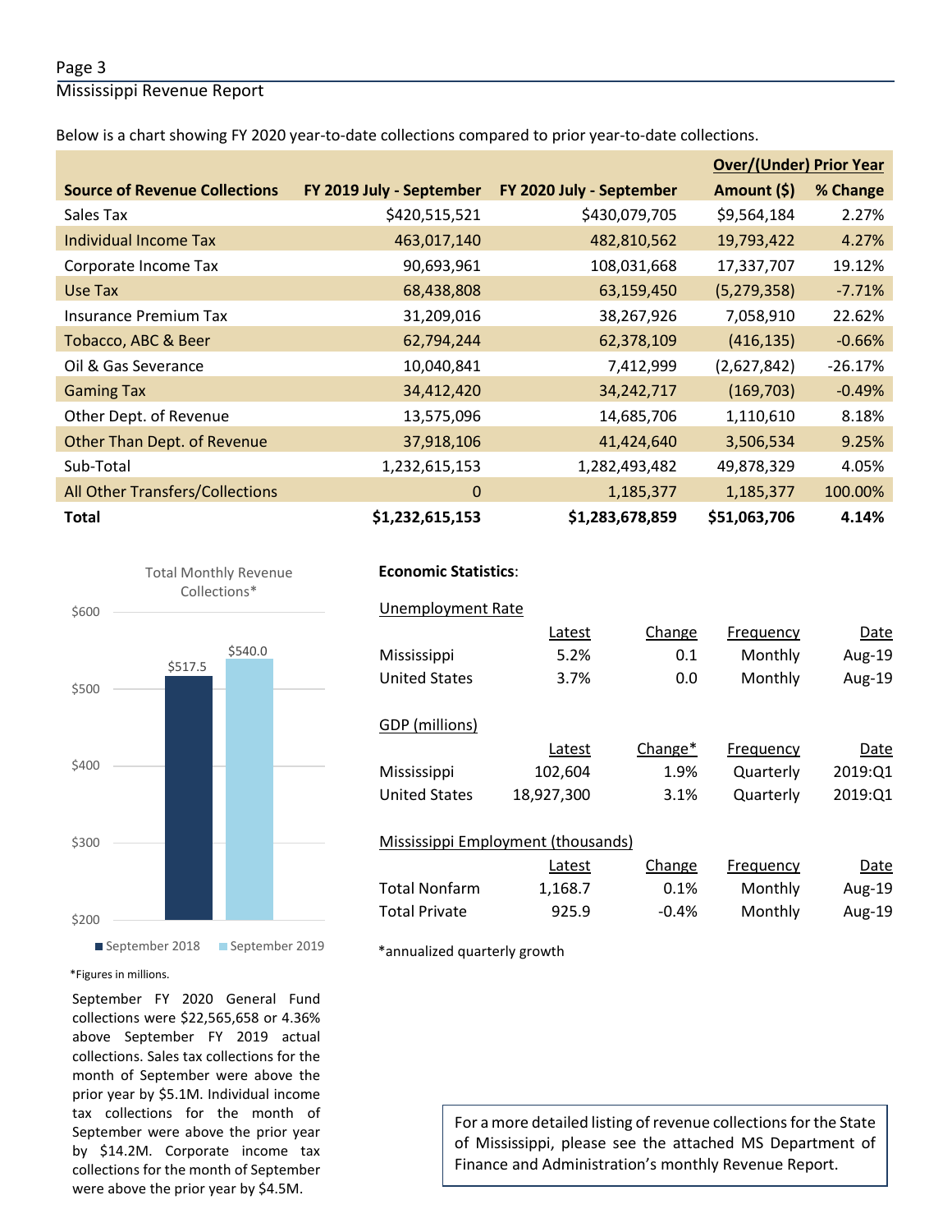Below is a chart showing FY 2020 year-to-date collections compared to prior year-to-date collections.

| Source of Revenue Collections | FY 2019 July - September | FY 2020 July - September | Over/(Under) Prior Year Amount ($) | % Change |
|---|---|---|---|---|
| Sales Tax | $420,515,521 | $430,079,705 | $9,564,184 | 2.27% |
| Individual Income Tax | 463,017,140 | 482,810,562 | 19,793,422 | 4.27% |
| Corporate Income Tax | 90,693,961 | 108,031,668 | 17,337,707 | 19.12% |
| Use Tax | 68,438,808 | 63,159,450 | (5,279,358) | -7.71% |
| Insurance Premium Tax | 31,209,016 | 38,267,926 | 7,058,910 | 22.62% |
| Tobacco, ABC & Beer | 62,794,244 | 62,378,109 | (416,135) | -0.66% |
| Oil & Gas Severance | 10,040,841 | 7,412,999 | (2,627,842) | -26.17% |
| Gaming Tax | 34,412,420 | 34,242,717 | (169,703) | -0.49% |
| Other Dept. of Revenue | 13,575,096 | 14,685,706 | 1,110,610 | 8.18% |
| Other Than Dept. of Revenue | 37,918,106 | 41,424,640 | 3,506,534 | 9.25% |
| Sub-Total | 1,232,615,153 | 1,282,493,482 | 49,878,329 | 4.05% |
| All Other Transfers/Collections | 0 | 1,185,377 | 1,185,377 | 100.00% |
| **Total** | **$1,232,615,153** | **$1,283,678,859** | **$51,063,706** | **4.14%** |

Total Monthly Revenue Collections*

| | Amount |
|---|---|
| September 2018 | $517.5 |
| September 2019 | $540.0 |

*Figures in millions.

September FY 2020 General Fund collections were $22,565,658 or 4.36% above September FY 2019 actual collections. Sales tax collections for the month of September were above the prior year by $5.1M. Individual income tax collections for the month of September were above the prior year by $14.2M. Corporate income tax collections for the month of September were above the prior year by $4.5M.

**Economic Statistics**:

Unemployment Rate

| | Latest | Change | Frequency | Date |
|---|---|---|---|---|
| Mississippi | 5.2% | 0.1 | Monthly | Aug-19 |
| United States | 3.7% | 0.0 | Monthly | Aug-19 |

GDP (millions)

| | Latest | Change* | Frequency | Date |
|---|---|---|---|---|
| Mississippi | 102,604 | 1.9% | Quarterly | 2019:Q1 |
| United States | 18,927,300 | 3.1% | Quarterly | 2019:Q1 |

Mississippi Employment (thousands)

| | Latest | Change | Frequency | Date |
|---|---|---|---|---|
| Total Nonfarm | 1,168.7 | 0.1% | Monthly | Aug-19 |
| Total Private | 925.9 | -0.4% | Monthly | Aug-19 |

*annualized quarterly growth

For a more detailed listing of revenue collections for the State of Mississippi, please see the attached MS Department of Finance and Administration's monthly Revenue Report.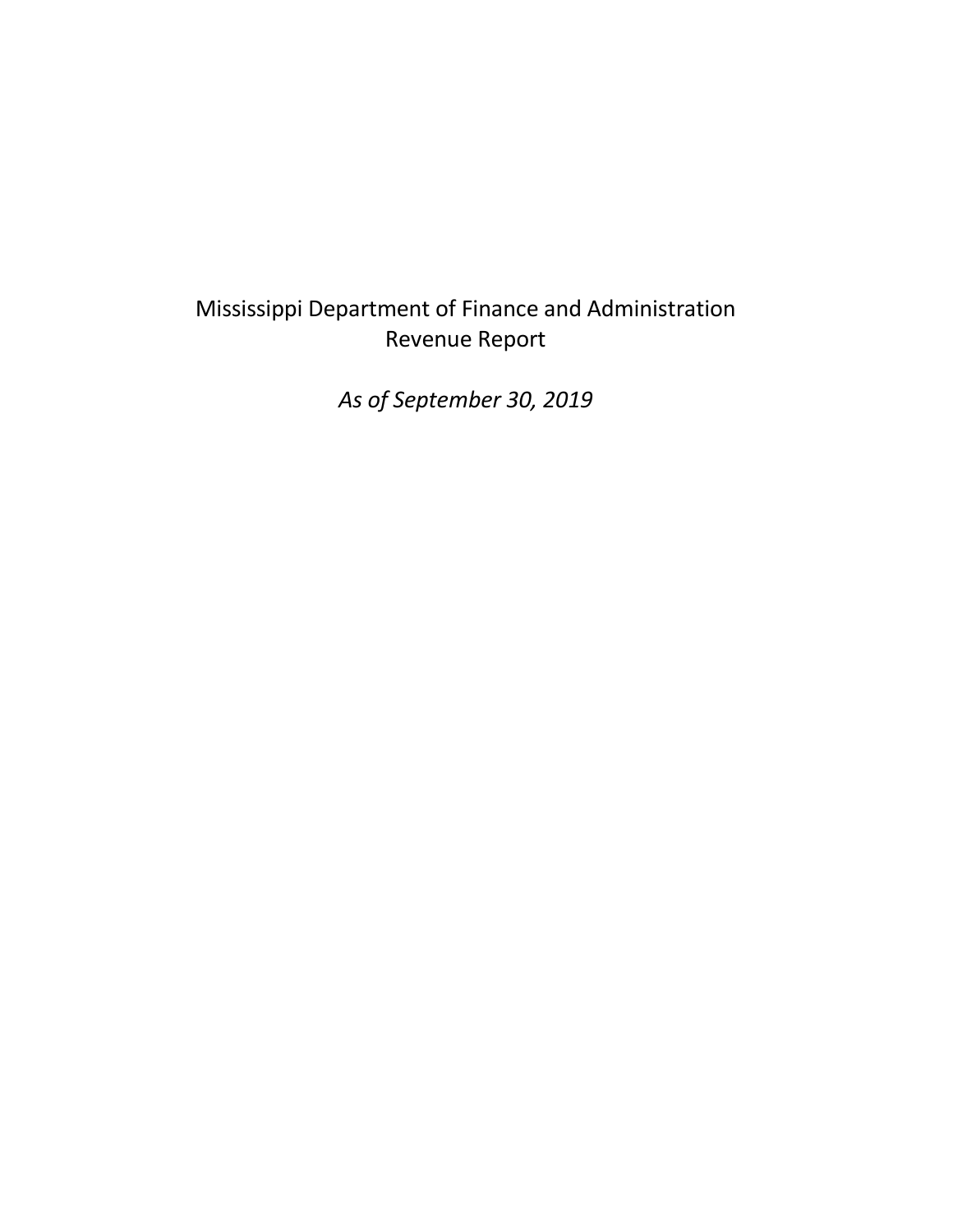# Mississippi Department of Finance and Administration
## Revenue Report

*As of September 30, 2019*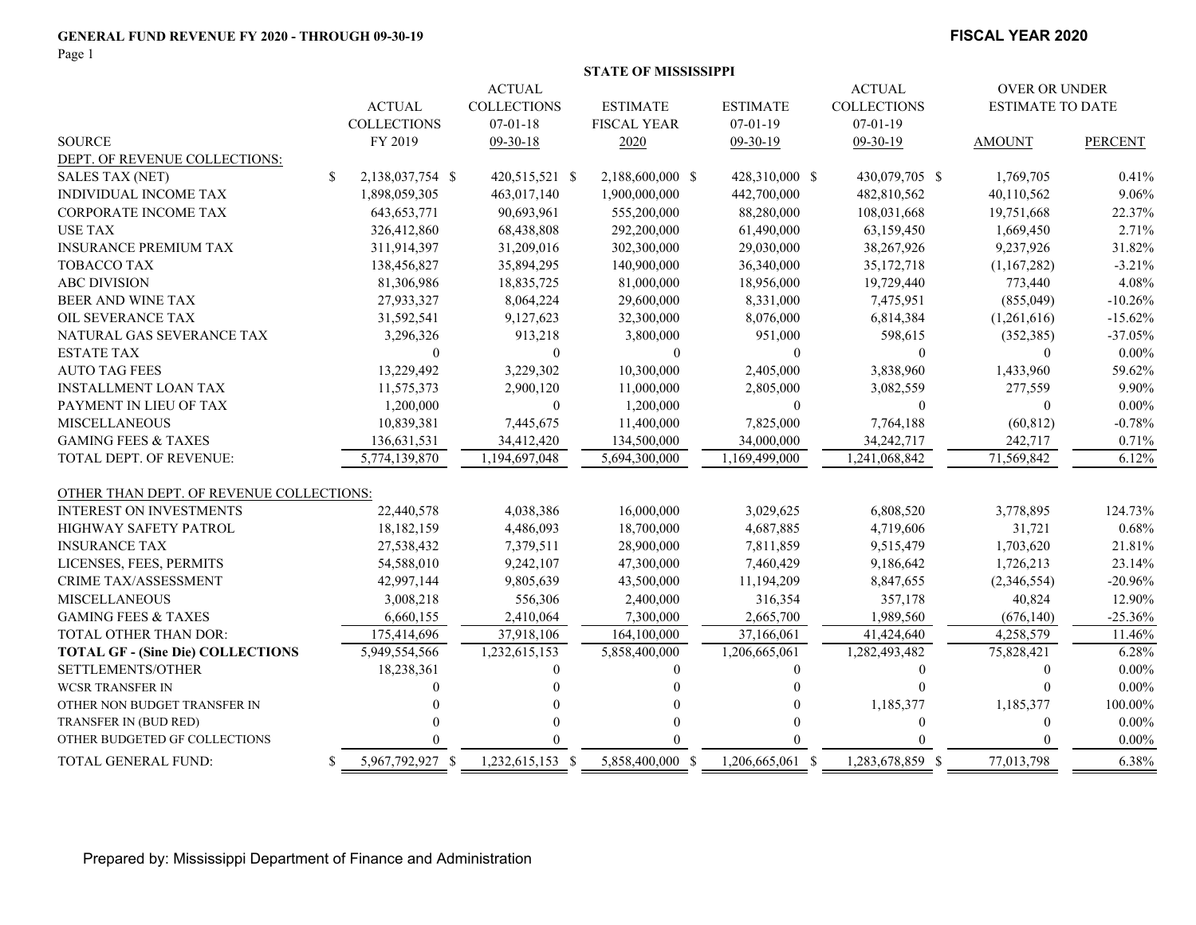**GENERAL FUND REVENUE FY 2020 - THROUGH 09-30-19**

**FISCAL YEAR 2020**

**STATE OF MISSISSIPPI**

| SOURCE | ACTUAL COLLECTIONS FY 2019 | ACTUAL COLLECTIONS 07-01-18 09-30-18 | ESTIMATE FISCAL YEAR 2020 | ESTIMATE 07-01-19 09-30-19 | ACTUAL COLLECTIONS 07-01-19 09-30-19 | OVER OR UNDER ESTIMATE TO DATE AMOUNT | OVER OR UNDER ESTIMATE TO DATE PERCENT |
|---|---|---|---|---|---|---|---|
| DEPT. OF REVENUE COLLECTIONS: | | | | | | | |
| SALES TAX (NET) | $ 2,138,037,754 | $ 420,515,521 | $ 2,188,600,000 | $ 428,310,000 | $ 430,079,705 | $ 1,769,705 | 0.41% |
| INDIVIDUAL INCOME TAX | 1,898,059,305 | 463,017,140 | 1,900,000,000 | 442,700,000 | 482,810,562 | 40,110,562 | 9.06% |
| CORPORATE INCOME TAX | 643,653,771 | 90,693,961 | 555,200,000 | 88,280,000 | 108,031,668 | 19,751,668 | 22.37% |
| USE TAX | 326,412,860 | 68,438,808 | 292,200,000 | 61,490,000 | 63,159,450 | 1,669,450 | 2.71% |
| INSURANCE PREMIUM TAX | 311,914,397 | 31,209,016 | 302,300,000 | 29,030,000 | 38,267,926 | 9,237,926 | 31.82% |
| TOBACCO TAX | 138,456,827 | 35,894,295 | 140,900,000 | 36,340,000 | 35,172,718 | (1,167,282) | -3.21% |
| ABC DIVISION | 81,306,986 | 18,835,725 | 81,000,000 | 18,956,000 | 19,729,440 | 773,440 | 4.08% |
| BEER AND WINE TAX | 27,933,327 | 8,064,224 | 29,600,000 | 8,331,000 | 7,475,951 | (855,049) | -10.26% |
| OIL SEVERANCE TAX | 31,592,541 | 9,127,623 | 32,300,000 | 8,076,000 | 6,814,384 | (1,261,616) | -15.62% |
| NATURAL GAS SEVERANCE TAX | 3,296,326 | 913,218 | 3,800,000 | 951,000 | 598,615 | (352,385) | -37.05% |
| ESTATE TAX | 0 | 0 | 0 | 0 | 0 | 0 | 0.00% |
| AUTO TAG FEES | 13,229,492 | 3,229,302 | 10,300,000 | 2,405,000 | 3,838,960 | 1,433,960 | 59.62% |
| INSTALLMENT LOAN TAX | 11,575,373 | 2,900,120 | 11,000,000 | 2,805,000 | 3,082,559 | 277,559 | 9.90% |
| PAYMENT IN LIEU OF TAX | 1,200,000 | 0 | 1,200,000 | 0 | 0 | 0 | 0.00% |
| MISCELLANEOUS | 10,839,381 | 7,445,675 | 11,400,000 | 7,825,000 | 7,764,188 | (60,812) | -0.78% |
| GAMING FEES & TAXES | 136,631,531 | 34,412,420 | 134,500,000 | 34,000,000 | 34,242,717 | 242,717 | 0.71% |
| TOTAL DEPT. OF REVENUE: | 5,774,139,870 | 1,194,697,048 | 5,694,300,000 | 1,169,499,000 | 1,241,068,842 | 71,569,842 | 6.12% |
| OTHER THAN DEPT. OF REVENUE COLLECTIONS: | | | | | | | |
| INTEREST ON INVESTMENTS | 22,440,578 | 4,038,386 | 16,000,000 | 3,029,625 | 6,808,520 | 3,778,895 | 124.73% |
| HIGHWAY SAFETY PATROL | 18,182,159 | 4,486,093 | 18,700,000 | 4,687,885 | 4,719,606 | 31,721 | 0.68% |
| INSURANCE TAX | 27,538,432 | 7,379,511 | 28,900,000 | 7,811,859 | 9,515,479 | 1,703,620 | 21.81% |
| LICENSES, FEES, PERMITS | 54,588,010 | 9,242,107 | 47,300,000 | 7,460,429 | 9,186,642 | 1,726,213 | 23.14% |
| CRIME TAX/ASSESSMENT | 42,997,144 | 9,805,639 | 43,500,000 | 11,194,209 | 8,847,655 | (2,346,554) | -20.96% |
| MISCELLANEOUS | 3,008,218 | 556,306 | 2,400,000 | 316,354 | 357,178 | 40,824 | 12.90% |
| GAMING FEES & TAXES | 6,660,155 | 2,410,064 | 7,300,000 | 2,665,700 | 1,989,560 | (676,140) | -25.36% |
| TOTAL OTHER THAN DOR: | 175,414,696 | 37,918,106 | 164,100,000 | 37,166,061 | 41,424,640 | 4,258,579 | 11.46% |
| **TOTAL GF - (Sine Die) COLLECTIONS** | 5,949,554,566 | 1,232,615,153 | 5,858,400,000 | 1,206,665,061 | 1,282,493,482 | 75,828,421 | 6.28% |
| SETTLEMENTS/OTHER | 18,238,361 | 0 | 0 | 0 | 0 | 0 | 0.00% |
| WCSR TRANSFER IN | 0 | 0 | 0 | 0 | 0 | 0 | 0.00% |
| OTHER NON BUDGET TRANSFER IN | 0 | 0 | 0 | 0 | 1,185,377 | 1,185,377 | 100.00% |
| TRANSFER IN (BUD RED) | 0 | 0 | 0 | 0 | 0 | 0 | 0.00% |
| OTHER BUDGETED GF COLLECTIONS | 0 | 0 | 0 | 0 | 0 | 0 | 0.00% |
| TOTAL GENERAL FUND: | $ 5,967,792,927 | $ 1,232,615,153 | $ 5,858,400,000 | $ 1,206,665,061 | $ 1,283,678,859 | $ 77,013,798 | 6.38% |

Prepared by: Mississippi Department of Finance and Administration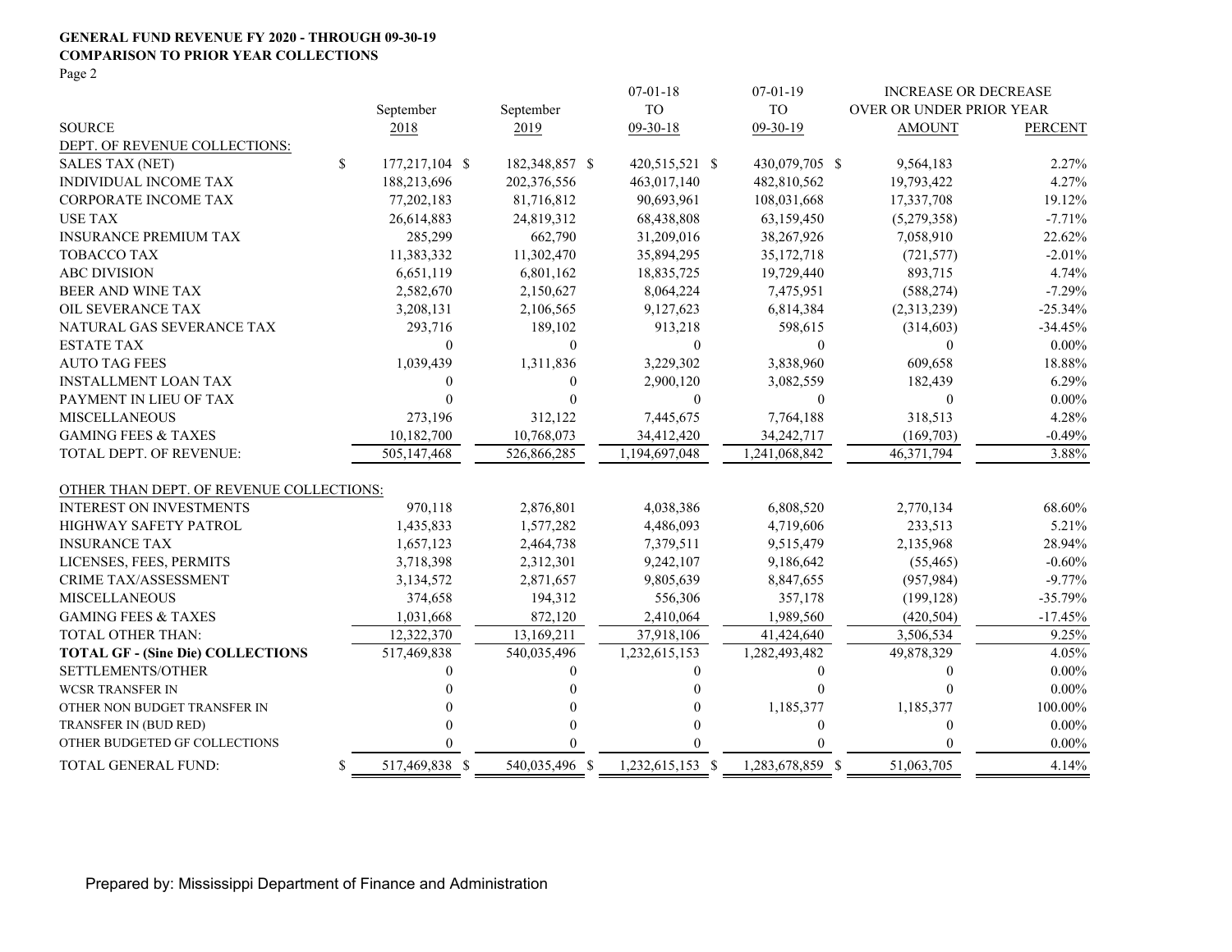**GENERAL FUND REVENUE FY 2020 - THROUGH 09-30-19**
**COMPARISON TO PRIOR YEAR COLLECTIONS**
Page 2

| SOURCE | September 2018 | September 2019 | 07-01-18 TO 09-30-18 | 07-01-19 TO 09-30-19 | INCREASE OR DECREASE OVER OR UNDER PRIOR YEAR AMOUNT | PERCENT |
|---|---|---|---|---|---|---|
| DEPT. OF REVENUE COLLECTIONS: | | | | | | |
| SALES TAX (NET) | $ 177,217,104 | $ 182,348,857 | $ 420,515,521 | $ 430,079,705 | $ 9,564,183 | 2.27% |
| INDIVIDUAL INCOME TAX | 188,213,696 | 202,376,556 | 463,017,140 | 482,810,562 | 19,793,422 | 4.27% |
| CORPORATE INCOME TAX | 77,202,183 | 81,716,812 | 90,693,961 | 108,031,668 | 17,337,708 | 19.12% |
| USE TAX | 26,614,883 | 24,819,312 | 68,438,808 | 63,159,450 | (5,279,358) | -7.71% |
| INSURANCE PREMIUM TAX | 285,299 | 662,790 | 31,209,016 | 38,267,926 | 7,058,910 | 22.62% |
| TOBACCO TAX | 11,383,332 | 11,302,470 | 35,894,295 | 35,172,718 | (721,577) | -2.01% |
| ABC DIVISION | 6,651,119 | 6,801,162 | 18,835,725 | 19,729,440 | 893,715 | 4.74% |
| BEER AND WINE TAX | 2,582,670 | 2,150,627 | 8,064,224 | 7,475,951 | (588,274) | -7.29% |
| OIL SEVERANCE TAX | 3,208,131 | 2,106,565 | 9,127,623 | 6,814,384 | (2,313,239) | -25.34% |
| NATURAL GAS SEVERANCE TAX | 293,716 | 189,102 | 913,218 | 598,615 | (314,603) | -34.45% |
| ESTATE TAX | 0 | 0 | 0 | 0 | 0 | 0.00% |
| AUTO TAG FEES | 1,039,439 | 1,311,836 | 3,229,302 | 3,838,960 | 609,658 | 18.88% |
| INSTALLMENT LOAN TAX | 0 | 0 | 2,900,120 | 3,082,559 | 182,439 | 6.29% |
| PAYMENT IN LIEU OF TAX | 0 | 0 | 0 | 0 | 0 | 0.00% |
| MISCELLANEOUS | 273,196 | 312,122 | 7,445,675 | 7,764,188 | 318,513 | 4.28% |
| GAMING FEES & TAXES | 10,182,700 | 10,768,073 | 34,412,420 | 34,242,717 | (169,703) | -0.49% |
| TOTAL DEPT. OF REVENUE: | 505,147,468 | 526,866,285 | 1,194,697,048 | 1,241,068,842 | 46,371,794 | 3.88% |
| OTHER THAN DEPT. OF REVENUE COLLECTIONS: | | | | | | |
| INTEREST ON INVESTMENTS | 970,118 | 2,876,801 | 4,038,386 | 6,808,520 | 2,770,134 | 68.60% |
| HIGHWAY SAFETY PATROL | 1,435,833 | 1,577,282 | 4,486,093 | 4,719,606 | 233,513 | 5.21% |
| INSURANCE TAX | 1,657,123 | 2,464,738 | 7,379,511 | 9,515,479 | 2,135,968 | 28.94% |
| LICENSES, FEES, PERMITS | 3,718,398 | 2,312,301 | 9,242,107 | 9,186,642 | (55,465) | -0.60% |
| CRIME TAX/ASSESSMENT | 3,134,572 | 2,871,657 | 9,805,639 | 8,847,655 | (957,984) | -9.77% |
| MISCELLANEOUS | 374,658 | 194,312 | 556,306 | 357,178 | (199,128) | -35.79% |
| GAMING FEES & TAXES | 1,031,668 | 872,120 | 2,410,064 | 1,989,560 | (420,504) | -17.45% |
| TOTAL OTHER THAN: | 12,322,370 | 13,169,211 | 37,918,106 | 41,424,640 | 3,506,534 | 9.25% |
| **TOTAL GF - (Sine Die) COLLECTIONS** | 517,469,838 | 540,035,496 | 1,232,615,153 | 1,282,493,482 | 49,878,329 | 4.05% |
| SETTLEMENTS/OTHER | 0 | 0 | 0 | 0 | 0 | 0.00% |
| WCSR TRANSFER IN | 0 | 0 | 0 | 0 | 0 | 0.00% |
| OTHER NON BUDGET TRANSFER IN | 0 | 0 | 0 | 1,185,377 | 1,185,377 | 100.00% |
| TRANSFER IN (BUD RED) | 0 | 0 | 0 | 0 | 0 | 0.00% |
| OTHER BUDGETED GF COLLECTIONS | 0 | 0 | 0 | 0 | 0 | 0.00% |
| TOTAL GENERAL FUND: | $ 517,469,838 | $ 540,035,496 | $ 1,232,615,153 | $ 1,283,678,859 | $ 51,063,705 | 4.14% |

Prepared by: Mississippi Department of Finance and Administration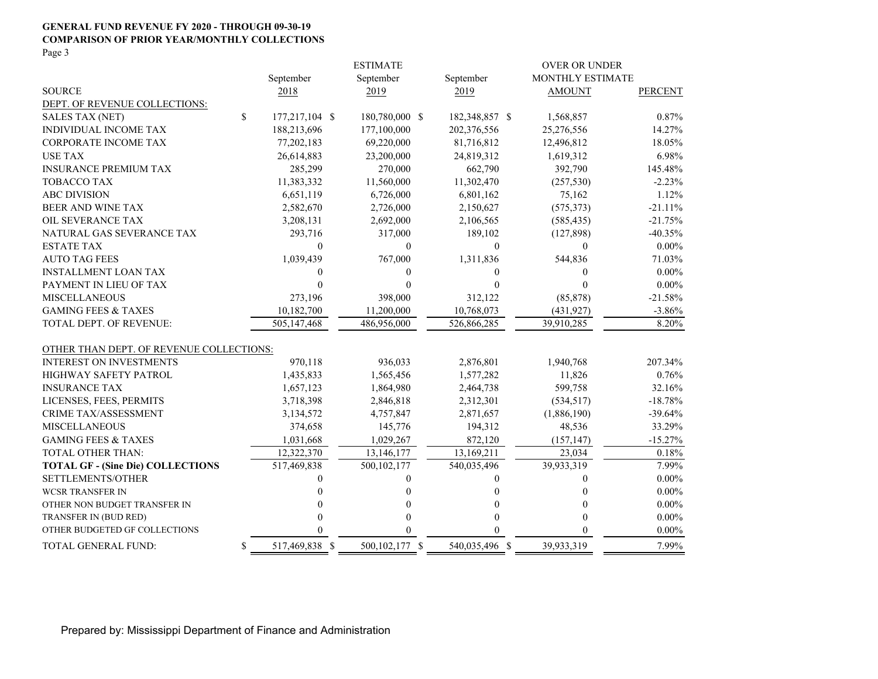**GENERAL FUND REVENUE FY 2020 - THROUGH 09-30-19**
**COMPARISON OF PRIOR YEAR/MONTHLY COLLECTIONS**
Page 3

| SOURCE | September 2018 | ESTIMATE September 2019 | September 2019 | OVER OR UNDER MONTHLY ESTIMATE AMOUNT | PERCENT |
|---|---|---|---|---|---|
| DEPT. OF REVENUE COLLECTIONS: | | | | | |
| SALES TAX (NET) | $ 177,217,104 | $ 180,780,000 | $ 182,348,857 | $ 1,568,857 | 0.87% |
| INDIVIDUAL INCOME TAX | 188,213,696 | 177,100,000 | 202,376,556 | 25,276,556 | 14.27% |
| CORPORATE INCOME TAX | 77,202,183 | 69,220,000 | 81,716,812 | 12,496,812 | 18.05% |
| USE TAX | 26,614,883 | 23,200,000 | 24,819,312 | 1,619,312 | 6.98% |
| INSURANCE PREMIUM TAX | 285,299 | 270,000 | 662,790 | 392,790 | 145.48% |
| TOBACCO TAX | 11,383,332 | 11,560,000 | 11,302,470 | (257,530) | -2.23% |
| ABC DIVISION | 6,651,119 | 6,726,000 | 6,801,162 | 75,162 | 1.12% |
| BEER AND WINE TAX | 2,582,670 | 2,726,000 | 2,150,627 | (575,373) | -21.11% |
| OIL SEVERANCE TAX | 3,208,131 | 2,692,000 | 2,106,565 | (585,435) | -21.75% |
| NATURAL GAS SEVERANCE TAX | 293,716 | 317,000 | 189,102 | (127,898) | -40.35% |
| ESTATE TAX | 0 | 0 | 0 | 0 | 0.00% |
| AUTO TAG FEES | 1,039,439 | 767,000 | 1,311,836 | 544,836 | 71.03% |
| INSTALLMENT LOAN TAX | 0 | 0 | 0 | 0 | 0.00% |
| PAYMENT IN LIEU OF TAX | 0 | 0 | 0 | 0 | 0.00% |
| MISCELLANEOUS | 273,196 | 398,000 | 312,122 | (85,878) | -21.58% |
| GAMING FEES & TAXES | 10,182,700 | 11,200,000 | 10,768,073 | (431,927) | -3.86% |
| TOTAL DEPT. OF REVENUE: | 505,147,468 | 486,956,000 | 526,866,285 | 39,910,285 | 8.20% |
| OTHER THAN DEPT. OF REVENUE COLLECTIONS: | | | | | |
| INTEREST ON INVESTMENTS | 970,118 | 936,033 | 2,876,801 | 1,940,768 | 207.34% |
| HIGHWAY SAFETY PATROL | 1,435,833 | 1,565,456 | 1,577,282 | 11,826 | 0.76% |
| INSURANCE TAX | 1,657,123 | 1,864,980 | 2,464,738 | 599,758 | 32.16% |
| LICENSES, FEES, PERMITS | 3,718,398 | 2,846,818 | 2,312,301 | (534,517) | -18.78% |
| CRIME TAX/ASSESSMENT | 3,134,572 | 4,757,847 | 2,871,657 | (1,886,190) | -39.64% |
| MISCELLANEOUS | 374,658 | 145,776 | 194,312 | 48,536 | 33.29% |
| GAMING FEES & TAXES | 1,031,668 | 1,029,267 | 872,120 | (157,147) | -15.27% |
| TOTAL OTHER THAN: | 12,322,370 | 13,146,177 | 13,169,211 | 23,034 | 0.18% |
| **TOTAL GF - (Sine Die) COLLECTIONS** | 517,469,838 | 500,102,177 | 540,035,496 | 39,933,319 | 7.99% |
| SETTLEMENTS/OTHER | 0 | 0 | 0 | 0 | 0.00% |
| WCSR TRANSFER IN | 0 | 0 | 0 | 0 | 0.00% |
| OTHER NON BUDGET TRANSFER IN | 0 | 0 | 0 | 0 | 0.00% |
| TRANSFER IN (BUD RED) | 0 | 0 | 0 | 0 | 0.00% |
| OTHER BUDGETED GF COLLECTIONS | 0 | 0 | 0 | 0 | 0.00% |
| TOTAL GENERAL FUND: | $ 517,469,838 | $ 500,102,177 | $ 540,035,496 | $ 39,933,319 | 7.99% |

Prepared by: Mississippi Department of Finance and Administration